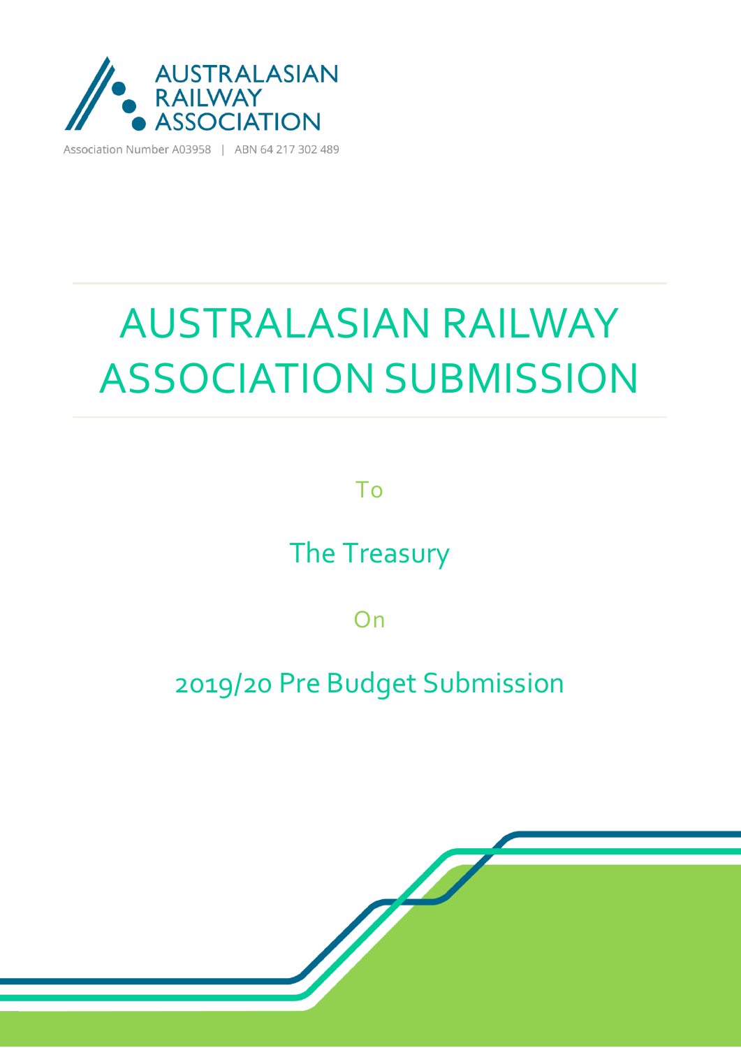AUSTRALASIAN RAILWAY ASSOCIATION

Association Number A03958 | ABN 64 217 302 489

# AUSTRALASIAN RAILWAY ASSOCIATION SUBMISSION

To

The Treasury

On

2019/20 Pre Budget Submission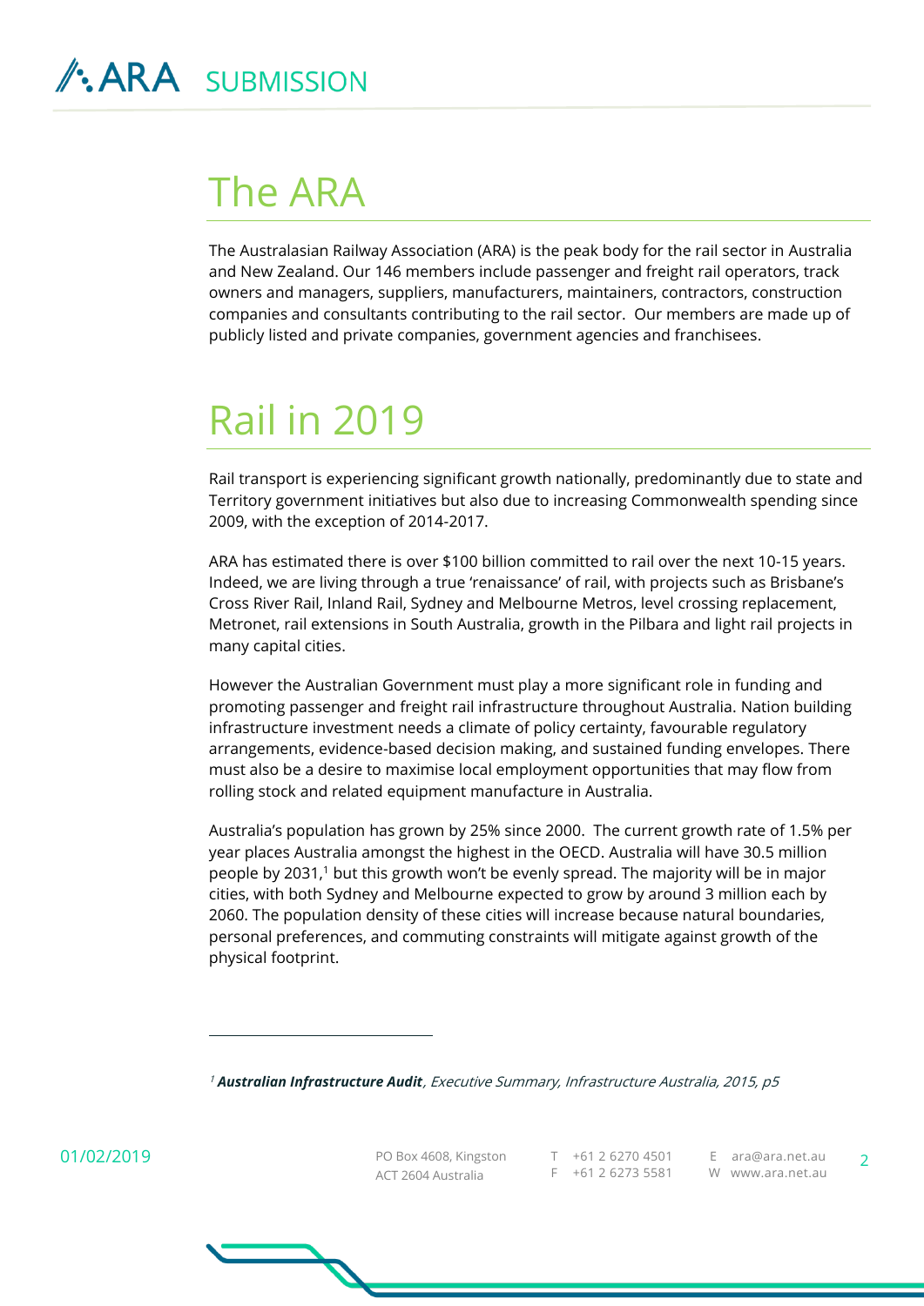# The ARA

The Australasian Railway Association (ARA) is the peak body for the rail sector in Australia and New Zealand. Our 146 members include passenger and freight rail operators, track owners and managers, suppliers, manufacturers, maintainers, contractors, construction companies and consultants contributing to the rail sector. Our members are made up of publicly listed and private companies, government agencies and franchisees.

# Rail in 2019

Rail transport is experiencing significant growth nationally, predominantly due to state and Territory government initiatives but also due to increasing Commonwealth spending since 2009, with the exception of 2014-2017.

ARA has estimated there is over $100 billion committed to rail over the next 10-15 years. Indeed, we are living through a true 'renaissance' of rail, with projects such as Brisbane's Cross River Rail, Inland Rail, Sydney and Melbourne Metros, level crossing replacement, Metronet, rail extensions in South Australia, growth in the Pilbara and light rail projects in many capital cities.

However the Australian Government must play a more significant role in funding and promoting passenger and freight rail infrastructure throughout Australia. Nation building infrastructure investment needs a climate of policy certainty, favourable regulatory arrangements, evidence-based decision making, and sustained funding envelopes. There must also be a desire to maximise local employment opportunities that may flow from rolling stock and related equipment manufacture in Australia.

Australia's population has grown by 25% since 2000. The current growth rate of 1.5% per year places Australia amongst the highest in the OECD. Australia will have 30.5 million people by 2031,[1] but this growth won't be evenly spread. The majority will be in major cities, with both Sydney and Melbourne expected to grow by around 3 million each by 2060. The population density of these cities will increase because natural boundaries, personal preferences, and commuting constraints will mitigate against growth of the physical footprint.

---

[1] ***Australian Infrastructure Audit**, Executive Summary, Infrastructure Australia, 2015, p5*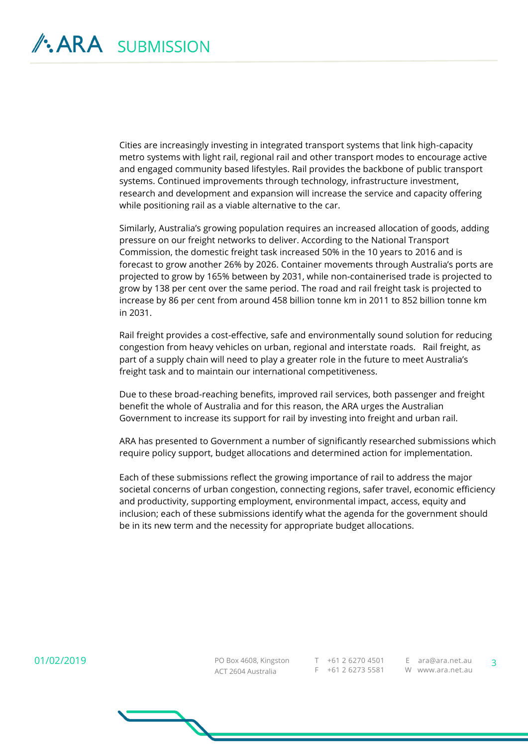Cities are increasingly investing in integrated transport systems that link high-capacity metro systems with light rail, regional rail and other transport modes to encourage active and engaged community based lifestyles. Rail provides the backbone of public transport systems. Continued improvements through technology, infrastructure investment, research and development and expansion will increase the service and capacity offering while positioning rail as a viable alternative to the car.

Similarly, Australia's growing population requires an increased allocation of goods, adding pressure on our freight networks to deliver. According to the National Transport Commission, the domestic freight task increased 50% in the 10 years to 2016 and is forecast to grow another 26% by 2026. Container movements through Australia's ports are projected to grow by 165% between by 2031, while non-containerised trade is projected to grow by 138 per cent over the same period. The road and rail freight task is projected to increase by 86 per cent from around 458 billion tonne km in 2011 to 852 billion tonne km in 2031.

Rail freight provides a cost-effective, safe and environmentally sound solution for reducing congestion from heavy vehicles on urban, regional and interstate roads. Rail freight, as part of a supply chain will need to play a greater role in the future to meet Australia's freight task and to maintain our international competitiveness.

Due to these broad-reaching benefits, improved rail services, both passenger and freight benefit the whole of Australia and for this reason, the ARA urges the Australian Government to increase its support for rail by investing into freight and urban rail.

ARA has presented to Government a number of significantly researched submissions which require policy support, budget allocations and determined action for implementation.

Each of these submissions reflect the growing importance of rail to address the major societal concerns of urban congestion, connecting regions, safer travel, economic efficiency and productivity, supporting employment, environmental impact, access, equity and inclusion; each of these submissions identify what the agenda for the government should be in its new term and the necessity for appropriate budget allocations.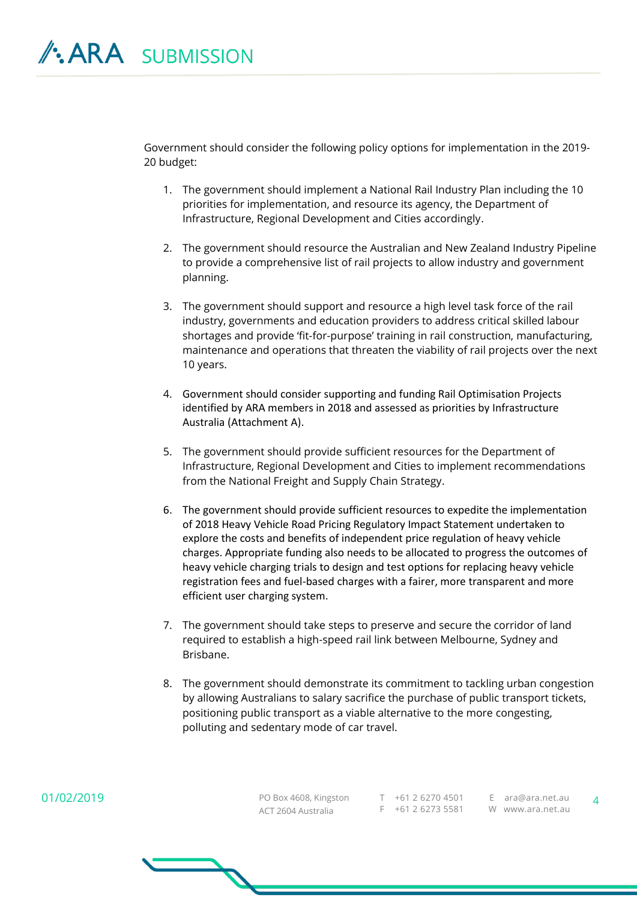Government should consider the following policy options for implementation in the 2019-20 budget:

1. The government should implement a National Rail Industry Plan including the 10 priorities for implementation, and resource its agency, the Department of Infrastructure, Regional Development and Cities accordingly.

2. The government should resource the Australian and New Zealand Industry Pipeline to provide a comprehensive list of rail projects to allow industry and government planning.

3. The government should support and resource a high level task force of the rail industry, governments and education providers to address critical skilled labour shortages and provide 'fit-for-purpose' training in rail construction, manufacturing, maintenance and operations that threaten the viability of rail projects over the next 10 years.

4. Government should consider supporting and funding Rail Optimisation Projects identified by ARA members in 2018 and assessed as priorities by Infrastructure Australia (Attachment A).

5. The government should provide sufficient resources for the Department of Infrastructure, Regional Development and Cities to implement recommendations from the National Freight and Supply Chain Strategy.

6. The government should provide sufficient resources to expedite the implementation of 2018 Heavy Vehicle Road Pricing Regulatory Impact Statement undertaken to explore the costs and benefits of independent price regulation of heavy vehicle charges. Appropriate funding also needs to be allocated to progress the outcomes of heavy vehicle charging trials to design and test options for replacing heavy vehicle registration fees and fuel-based charges with a fairer, more transparent and more efficient user charging system.

7. The government should take steps to preserve and secure the corridor of land required to establish a high-speed rail link between Melbourne, Sydney and Brisbane.

8. The government should demonstrate its commitment to tackling urban congestion by allowing Australians to salary sacrifice the purchase of public transport tickets, positioning public transport as a viable alternative to the more congesting, polluting and sedentary mode of car travel.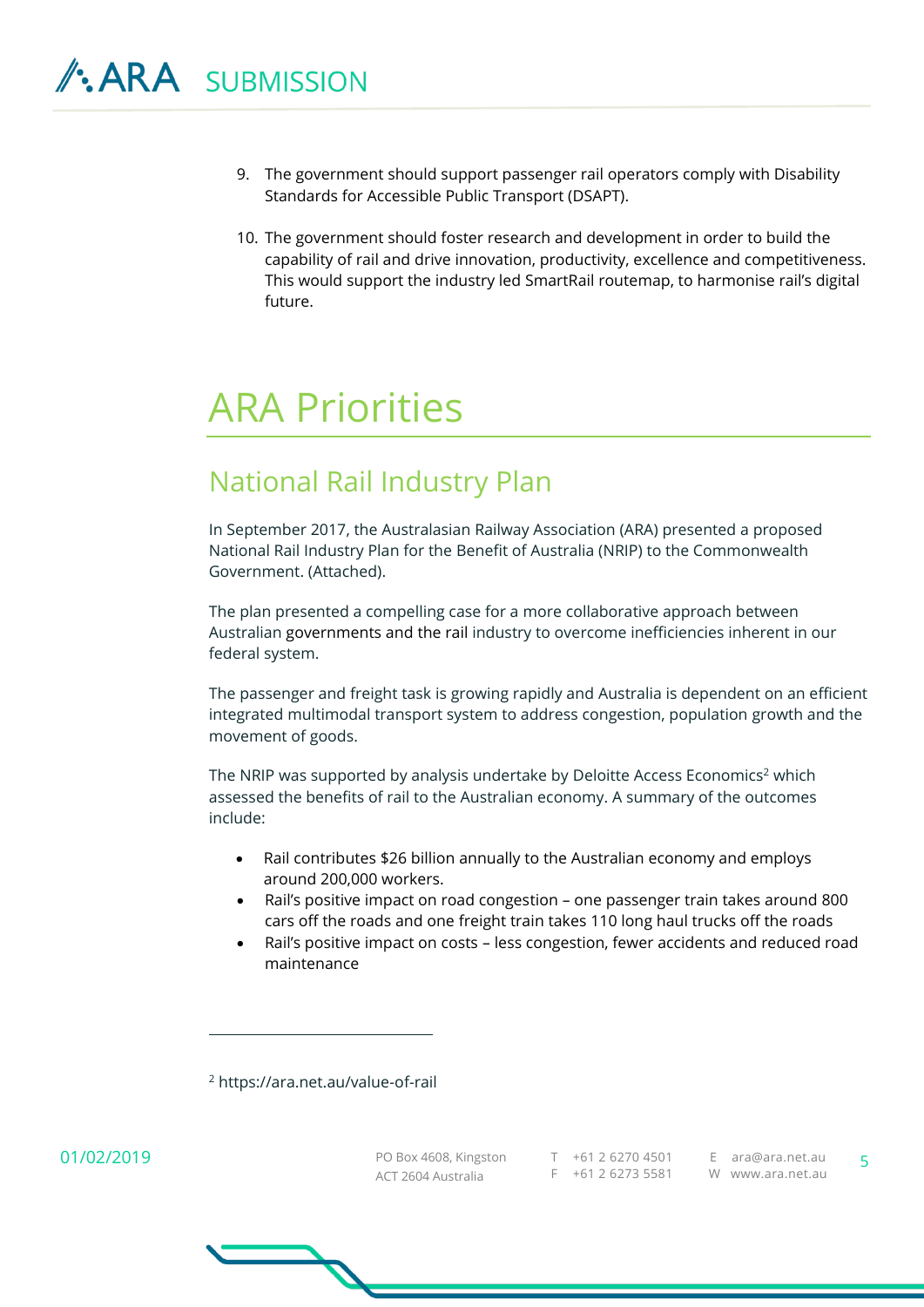9. The government should support passenger rail operators comply with Disability Standards for Accessible Public Transport (DSAPT).

10. The government should foster research and development in order to build the capability of rail and drive innovation, productivity, excellence and competitiveness. This would support the industry led SmartRail routemap, to harmonise rail's digital future.

# ARA Priorities

## National Rail Industry Plan

In September 2017, the Australasian Railway Association (ARA) presented a proposed National Rail Industry Plan for the Benefit of Australia (NRIP) to the Commonwealth Government. (Attached).

The plan presented a compelling case for a more collaborative approach between Australian governments and the rail industry to overcome inefficiencies inherent in our federal system.

The passenger and freight task is growing rapidly and Australia is dependent on an efficient integrated multimodal transport system to address congestion, population growth and the movement of goods.

The NRIP was supported by analysis undertake by Deloitte Access Economics[2] which assessed the benefits of rail to the Australian economy. A summary of the outcomes include:

- Rail contributes $26 billion annually to the Australian economy and employs around 200,000 workers.
- Rail's positive impact on road congestion – one passenger train takes around 800 cars off the roads and one freight train takes 110 long haul trucks off the roads
- Rail's positive impact on costs – less congestion, fewer accidents and reduced road maintenance

[2] https://ara.net.au/value-of-rail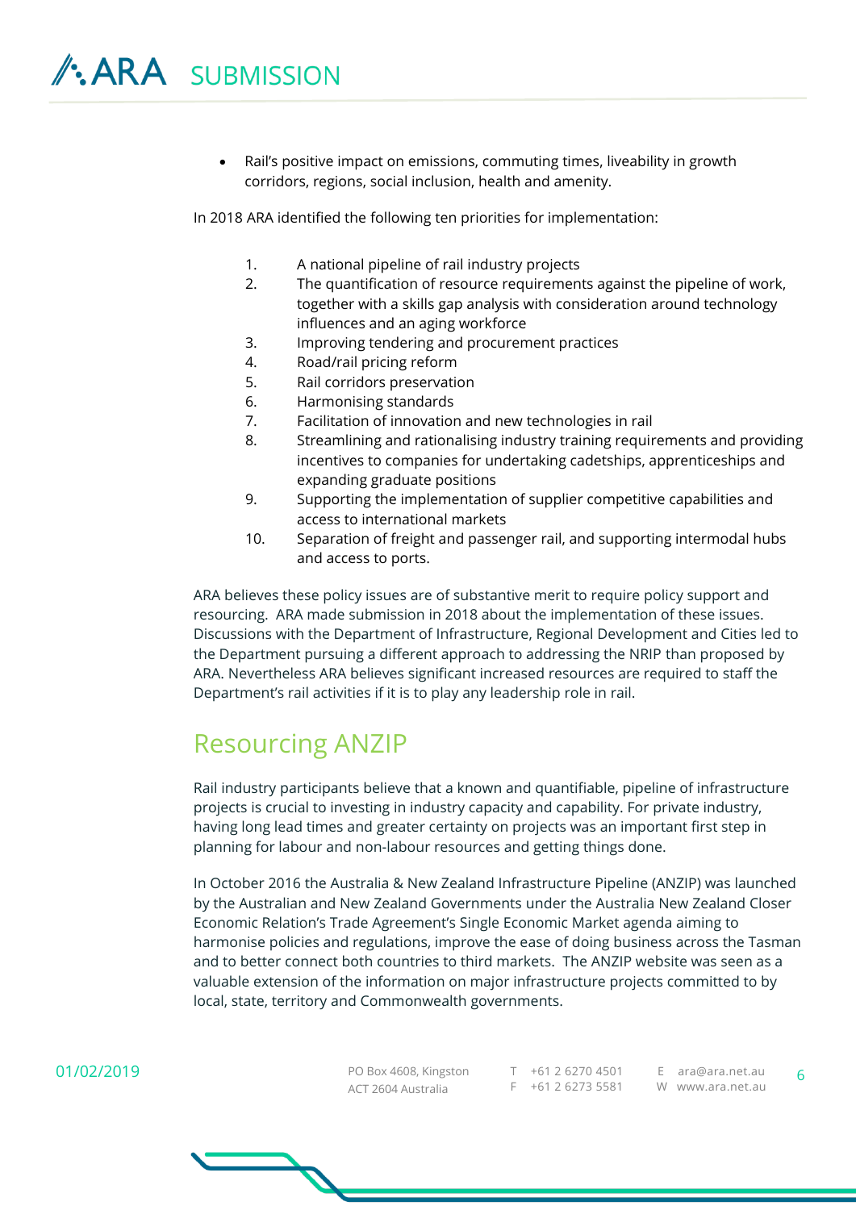- Rail's positive impact on emissions, commuting times, liveability in growth corridors, regions, social inclusion, health and amenity.

In 2018 ARA identified the following ten priorities for implementation:

1. A national pipeline of rail industry projects
2. The quantification of resource requirements against the pipeline of work, together with a skills gap analysis with consideration around technology influences and an aging workforce
3. Improving tendering and procurement practices
4. Road/rail pricing reform
5. Rail corridors preservation
6. Harmonising standards
7. Facilitation of innovation and new technologies in rail
8. Streamlining and rationalising industry training requirements and providing incentives to companies for undertaking cadetships, apprenticeships and expanding graduate positions
9. Supporting the implementation of supplier competitive capabilities and access to international markets
10. Separation of freight and passenger rail, and supporting intermodal hubs and access to ports.

ARA believes these policy issues are of substantive merit to require policy support and resourcing. ARA made submission in 2018 about the implementation of these issues. Discussions with the Department of Infrastructure, Regional Development and Cities led to the Department pursuing a different approach to addressing the NRIP than proposed by ARA. Nevertheless ARA believes significant increased resources are required to staff the Department's rail activities if it is to play any leadership role in rail.

## Resourcing ANZIP

Rail industry participants believe that a known and quantifiable, pipeline of infrastructure projects is crucial to investing in industry capacity and capability. For private industry, having long lead times and greater certainty on projects was an important first step in planning for labour and non-labour resources and getting things done.

In October 2016 the Australia & New Zealand Infrastructure Pipeline (ANZIP) was launched by the Australian and New Zealand Governments under the Australia New Zealand Closer Economic Relation's Trade Agreement's Single Economic Market agenda aiming to harmonise policies and regulations, improve the ease of doing business across the Tasman and to better connect both countries to third markets. The ANZIP website was seen as a valuable extension of the information on major infrastructure projects committed to by local, state, territory and Commonwealth governments.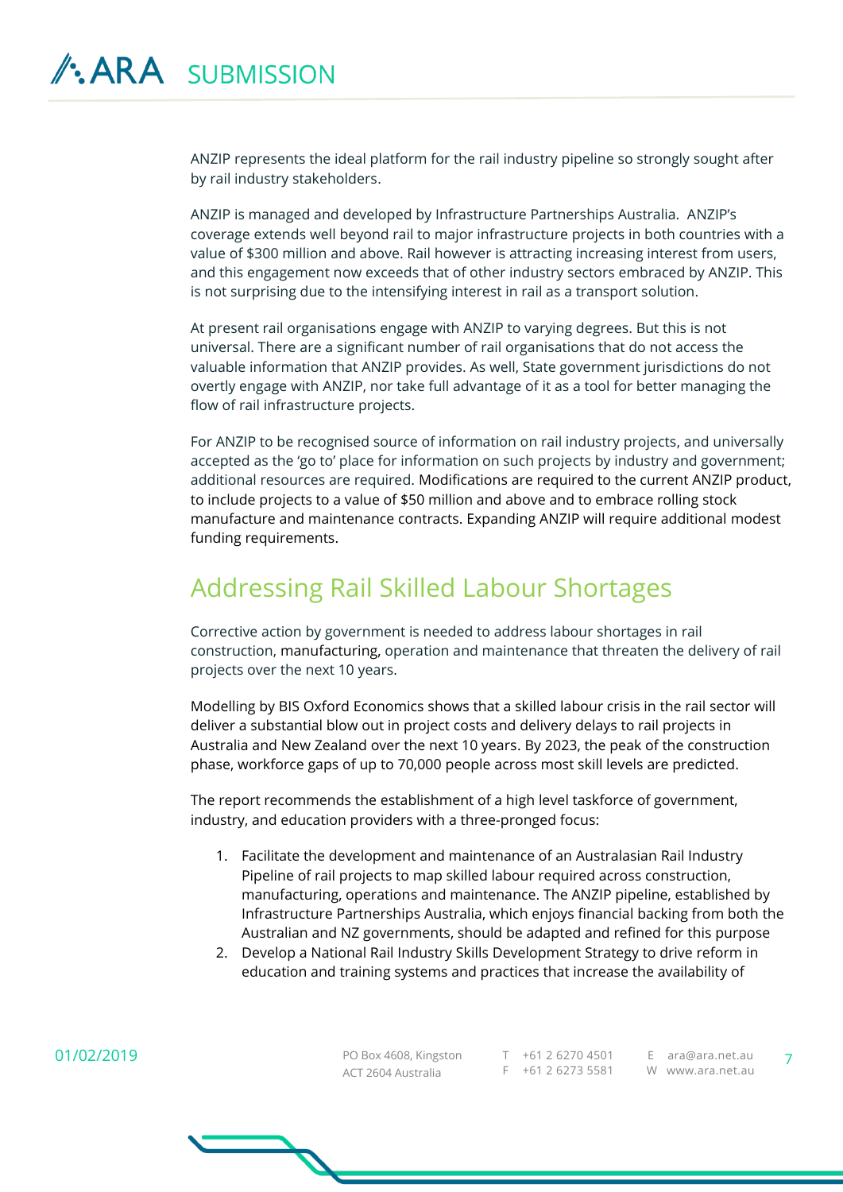ANZIP represents the ideal platform for the rail industry pipeline so strongly sought after by rail industry stakeholders.

ANZIP is managed and developed by Infrastructure Partnerships Australia. ANZIP's coverage extends well beyond rail to major infrastructure projects in both countries with a value of $300 million and above. Rail however is attracting increasing interest from users, and this engagement now exceeds that of other industry sectors embraced by ANZIP. This is not surprising due to the intensifying interest in rail as a transport solution.

At present rail organisations engage with ANZIP to varying degrees. But this is not universal. There are a significant number of rail organisations that do not access the valuable information that ANZIP provides. As well, State government jurisdictions do not overtly engage with ANZIP, nor take full advantage of it as a tool for better managing the flow of rail infrastructure projects.

For ANZIP to be recognised source of information on rail industry projects, and universally accepted as the 'go to' place for information on such projects by industry and government; additional resources are required. Modifications are required to the current ANZIP product, to include projects to a value of $50 million and above and to embrace rolling stock manufacture and maintenance contracts. Expanding ANZIP will require additional modest funding requirements.

## Addressing Rail Skilled Labour Shortages

Corrective action by government is needed to address labour shortages in rail construction, manufacturing, operation and maintenance that threaten the delivery of rail projects over the next 10 years.

Modelling by BIS Oxford Economics shows that a skilled labour crisis in the rail sector will deliver a substantial blow out in project costs and delivery delays to rail projects in Australia and New Zealand over the next 10 years. By 2023, the peak of the construction phase, workforce gaps of up to 70,000 people across most skill levels are predicted.

The report recommends the establishment of a high level taskforce of government, industry, and education providers with a three-pronged focus:

1. Facilitate the development and maintenance of an Australasian Rail Industry Pipeline of rail projects to map skilled labour required across construction, manufacturing, operations and maintenance. The ANZIP pipeline, established by Infrastructure Partnerships Australia, which enjoys financial backing from both the Australian and NZ governments, should be adapted and refined for this purpose
2. Develop a National Rail Industry Skills Development Strategy to drive reform in education and training systems and practices that increase the availability of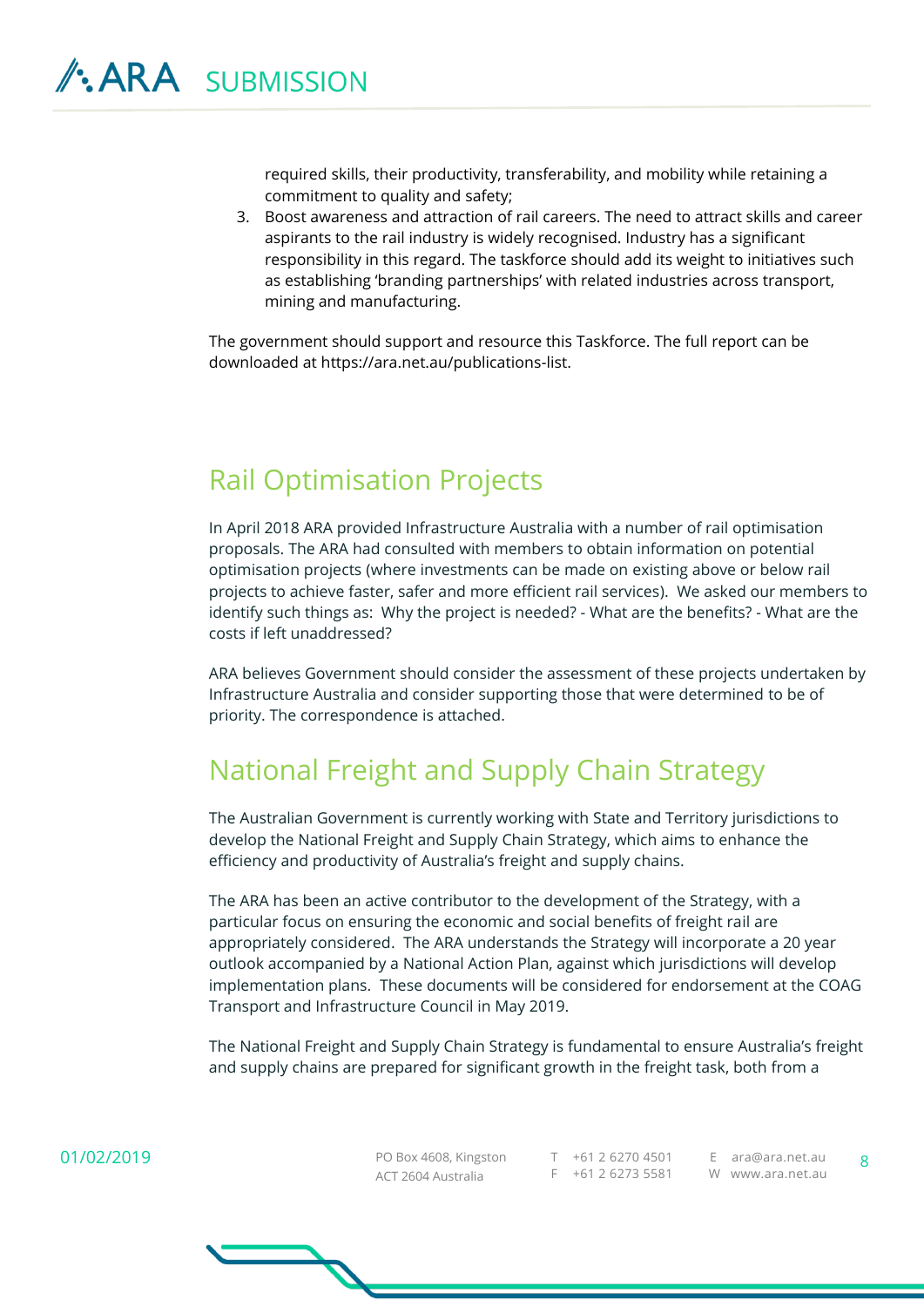required skills, their productivity, transferability, and mobility while retaining a commitment to quality and safety;

3. Boost awareness and attraction of rail careers. The need to attract skills and career aspirants to the rail industry is widely recognised. Industry has a significant responsibility in this regard. The taskforce should add its weight to initiatives such as establishing 'branding partnerships' with related industries across transport, mining and manufacturing.

The government should support and resource this Taskforce. The full report can be downloaded at https://ara.net.au/publications-list.

## Rail Optimisation Projects

In April 2018 ARA provided Infrastructure Australia with a number of rail optimisation proposals. The ARA had consulted with members to obtain information on potential optimisation projects (where investments can be made on existing above or below rail projects to achieve faster, safer and more efficient rail services). We asked our members to identify such things as: Why the project is needed? - What are the benefits? - What are the costs if left unaddressed?

ARA believes Government should consider the assessment of these projects undertaken by Infrastructure Australia and consider supporting those that were determined to be of priority. The correspondence is attached.

## National Freight and Supply Chain Strategy

The Australian Government is currently working with State and Territory jurisdictions to develop the National Freight and Supply Chain Strategy, which aims to enhance the efficiency and productivity of Australia's freight and supply chains.

The ARA has been an active contributor to the development of the Strategy, with a particular focus on ensuring the economic and social benefits of freight rail are appropriately considered. The ARA understands the Strategy will incorporate a 20 year outlook accompanied by a National Action Plan, against which jurisdictions will develop implementation plans. These documents will be considered for endorsement at the COAG Transport and Infrastructure Council in May 2019.

The National Freight and Supply Chain Strategy is fundamental to ensure Australia's freight and supply chains are prepared for significant growth in the freight task, both from a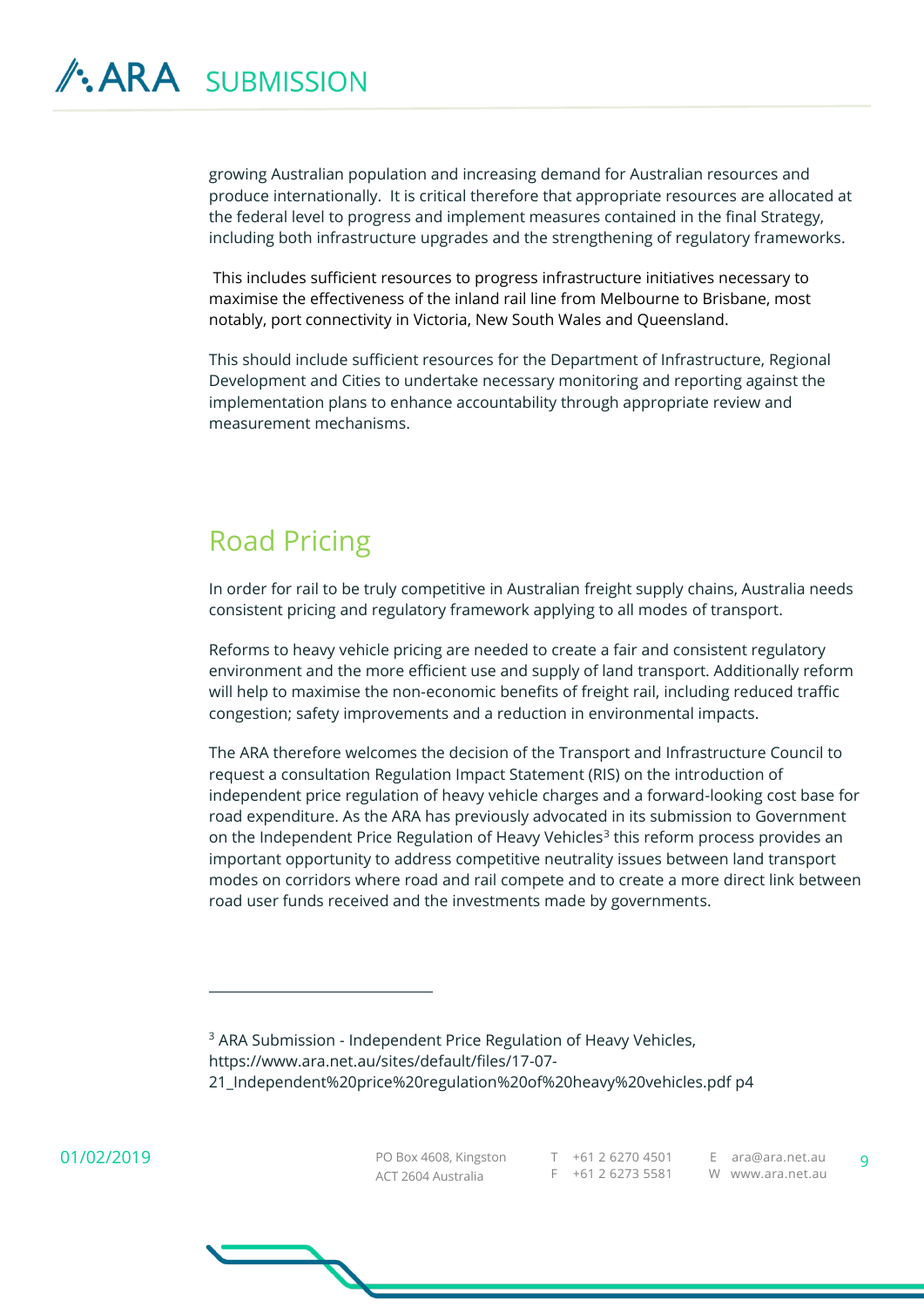growing Australian population and increasing demand for Australian resources and produce internationally. It is critical therefore that appropriate resources are allocated at the federal level to progress and implement measures contained in the final Strategy, including both infrastructure upgrades and the strengthening of regulatory frameworks.

This includes sufficient resources to progress infrastructure initiatives necessary to maximise the effectiveness of the inland rail line from Melbourne to Brisbane, most notably, port connectivity in Victoria, New South Wales and Queensland.

This should include sufficient resources for the Department of Infrastructure, Regional Development and Cities to undertake necessary monitoring and reporting against the implementation plans to enhance accountability through appropriate review and measurement mechanisms.

## Road Pricing

In order for rail to be truly competitive in Australian freight supply chains, Australia needs consistent pricing and regulatory framework applying to all modes of transport.

Reforms to heavy vehicle pricing are needed to create a fair and consistent regulatory environment and the more efficient use and supply of land transport. Additionally reform will help to maximise the non-economic benefits of freight rail, including reduced traffic congestion; safety improvements and a reduction in environmental impacts.

The ARA therefore welcomes the decision of the Transport and Infrastructure Council to request a consultation Regulation Impact Statement (RIS) on the introduction of independent price regulation of heavy vehicle charges and a forward-looking cost base for road expenditure. As the ARA has previously advocated in its submission to Government on the Independent Price Regulation of Heavy Vehicles[3] this reform process provides an important opportunity to address competitive neutrality issues between land transport modes on corridors where road and rail compete and to create a more direct link between road user funds received and the investments made by governments.

---

[3] ARA Submission - Independent Price Regulation of Heavy Vehicles, https://www.ara.net.au/sites/default/files/17-07-21_Independent%20price%20regulation%20of%20heavy%20vehicles.pdf p4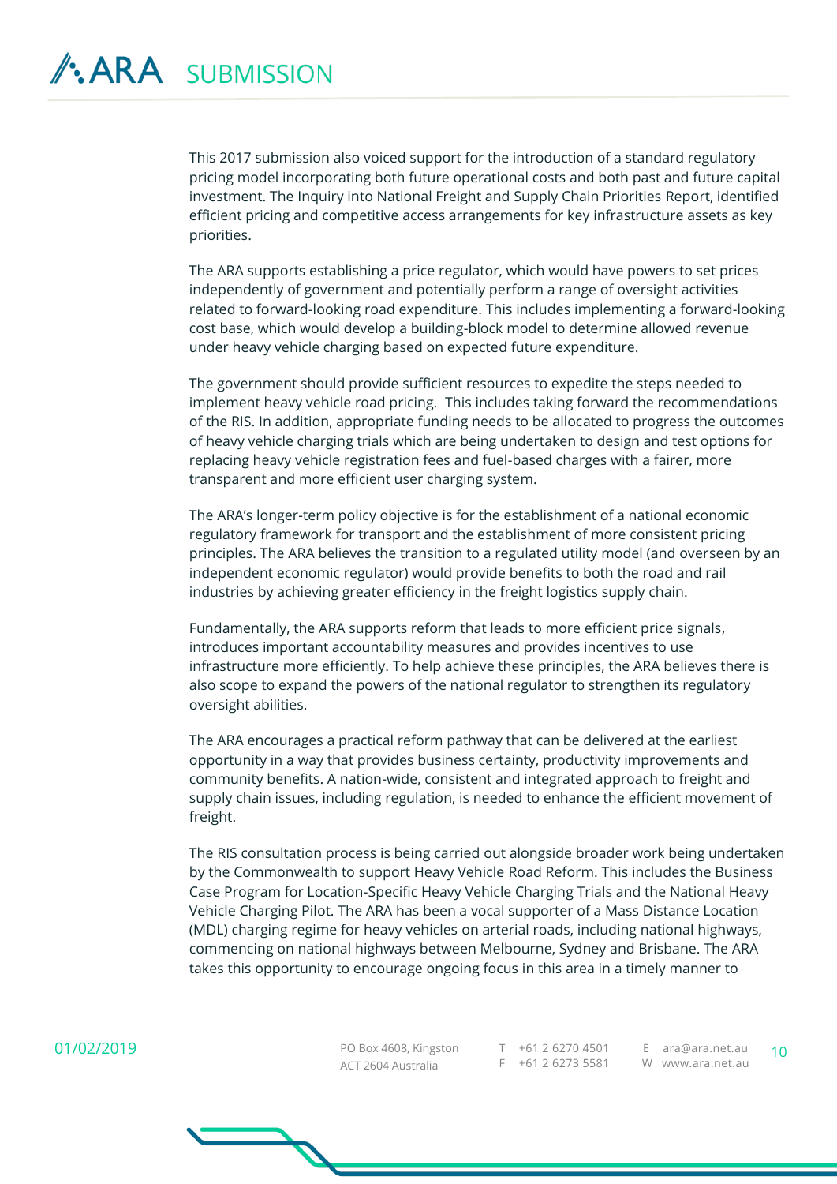This 2017 submission also voiced support for the introduction of a standard regulatory pricing model incorporating both future operational costs and both past and future capital investment. The Inquiry into National Freight and Supply Chain Priorities Report, identified efficient pricing and competitive access arrangements for key infrastructure assets as key priorities.

The ARA supports establishing a price regulator, which would have powers to set prices independently of government and potentially perform a range of oversight activities related to forward-looking road expenditure. This includes implementing a forward-looking cost base, which would develop a building-block model to determine allowed revenue under heavy vehicle charging based on expected future expenditure.

The government should provide sufficient resources to expedite the steps needed to implement heavy vehicle road pricing. This includes taking forward the recommendations of the RIS. In addition, appropriate funding needs to be allocated to progress the outcomes of heavy vehicle charging trials which are being undertaken to design and test options for replacing heavy vehicle registration fees and fuel-based charges with a fairer, more transparent and more efficient user charging system.

The ARA's longer-term policy objective is for the establishment of a national economic regulatory framework for transport and the establishment of more consistent pricing principles. The ARA believes the transition to a regulated utility model (and overseen by an independent economic regulator) would provide benefits to both the road and rail industries by achieving greater efficiency in the freight logistics supply chain.

Fundamentally, the ARA supports reform that leads to more efficient price signals, introduces important accountability measures and provides incentives to use infrastructure more efficiently. To help achieve these principles, the ARA believes there is also scope to expand the powers of the national regulator to strengthen its regulatory oversight abilities.

The ARA encourages a practical reform pathway that can be delivered at the earliest opportunity in a way that provides business certainty, productivity improvements and community benefits. A nation-wide, consistent and integrated approach to freight and supply chain issues, including regulation, is needed to enhance the efficient movement of freight.

The RIS consultation process is being carried out alongside broader work being undertaken by the Commonwealth to support Heavy Vehicle Road Reform. This includes the Business Case Program for Location-Specific Heavy Vehicle Charging Trials and the National Heavy Vehicle Charging Pilot. The ARA has been a vocal supporter of a Mass Distance Location (MDL) charging regime for heavy vehicles on arterial roads, including national highways, commencing on national highways between Melbourne, Sydney and Brisbane. The ARA takes this opportunity to encourage ongoing focus in this area in a timely manner to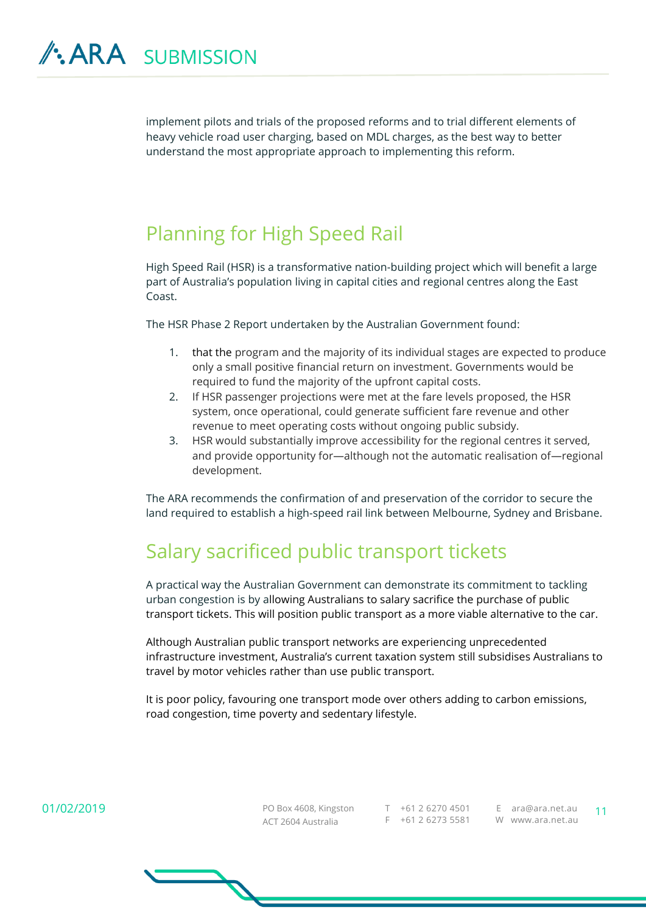implement pilots and trials of the proposed reforms and to trial different elements of heavy vehicle road user charging, based on MDL charges, as the best way to better understand the most appropriate approach to implementing this reform.

## Planning for High Speed Rail

High Speed Rail (HSR) is a transformative nation-building project which will benefit a large part of Australia's population living in capital cities and regional centres along the East Coast.

The HSR Phase 2 Report undertaken by the Australian Government found:

1. that the program and the majority of its individual stages are expected to produce only a small positive financial return on investment. Governments would be required to fund the majority of the upfront capital costs.
2. If HSR passenger projections were met at the fare levels proposed, the HSR system, once operational, could generate sufficient fare revenue and other revenue to meet operating costs without ongoing public subsidy.
3. HSR would substantially improve accessibility for the regional centres it served, and provide opportunity for—although not the automatic realisation of—regional development.

The ARA recommends the confirmation of and preservation of the corridor to secure the land required to establish a high-speed rail link between Melbourne, Sydney and Brisbane.

## Salary sacrificed public transport tickets

A practical way the Australian Government can demonstrate its commitment to tackling urban congestion is by allowing Australians to salary sacrifice the purchase of public transport tickets. This will position public transport as a more viable alternative to the car.

Although Australian public transport networks are experiencing unprecedented infrastructure investment, Australia's current taxation system still subsidises Australians to travel by motor vehicles rather than use public transport.

It is poor policy, favouring one transport mode over others adding to carbon emissions, road congestion, time poverty and sedentary lifestyle.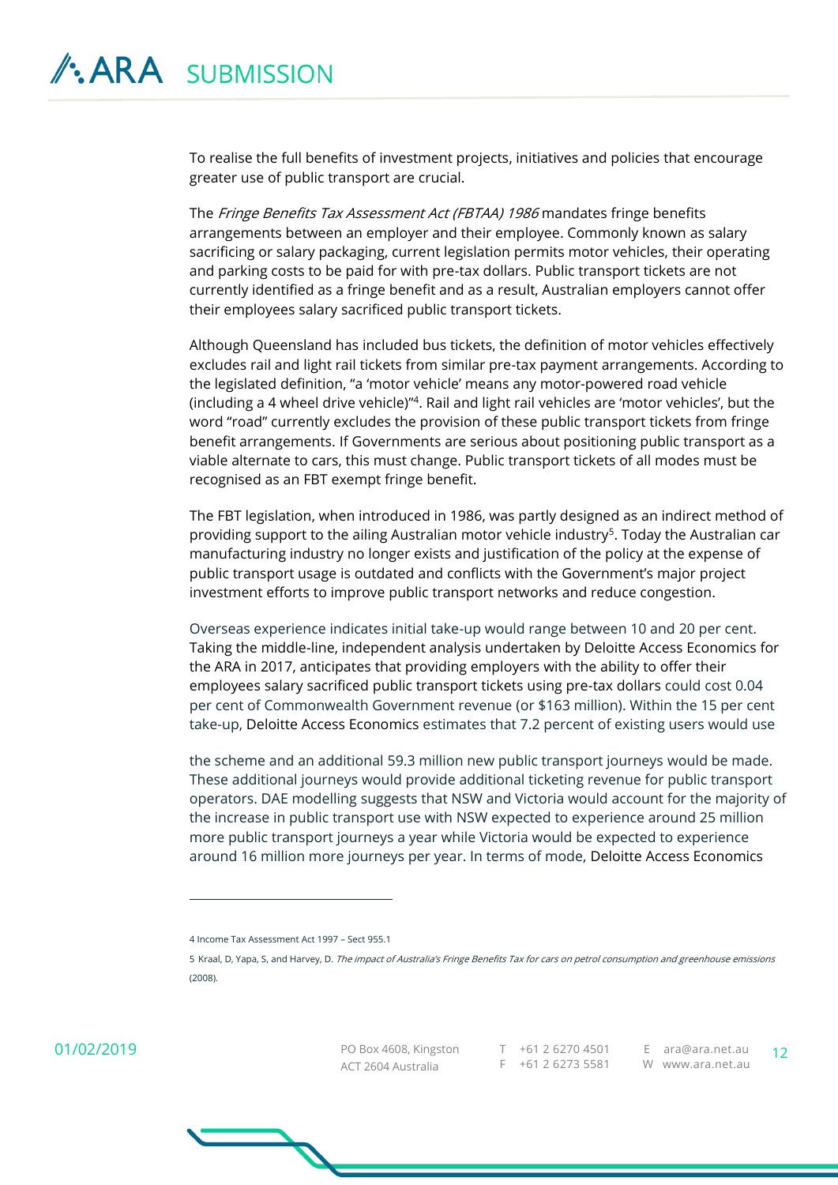To realise the full benefits of investment projects, initiatives and policies that encourage greater use of public transport are crucial.

The *Fringe Benefits Tax Assessment Act (FBTAA) 1986* mandates fringe benefits arrangements between an employer and their employee. Commonly known as salary sacrificing or salary packaging, current legislation permits motor vehicles, their operating and parking costs to be paid for with pre-tax dollars. Public transport tickets are not currently identified as a fringe benefit and as a result, Australian employers cannot offer their employees salary sacrificed public transport tickets.

Although Queensland has included bus tickets, the definition of motor vehicles effectively excludes rail and light rail tickets from similar pre-tax payment arrangements. According to the legislated definition, "a 'motor vehicle' means any motor-powered road vehicle (including a 4 wheel drive vehicle)"[4]. Rail and light rail vehicles are 'motor vehicles', but the word "road" currently excludes the provision of these public transport tickets from fringe benefit arrangements. If Governments are serious about positioning public transport as a viable alternate to cars, this must change. Public transport tickets of all modes must be recognised as an FBT exempt fringe benefit.

The FBT legislation, when introduced in 1986, was partly designed as an indirect method of providing support to the ailing Australian motor vehicle industry[5]. Today the Australian car manufacturing industry no longer exists and justification of the policy at the expense of public transport usage is outdated and conflicts with the Government's major project investment efforts to improve public transport networks and reduce congestion.

Overseas experience indicates initial take-up would range between 10 and 20 per cent. Taking the middle-line, independent analysis undertaken by Deloitte Access Economics for the ARA in 2017, anticipates that providing employers with the ability to offer their employees salary sacrificed public transport tickets using pre-tax dollars could cost 0.04 per cent of Commonwealth Government revenue (or $163 million). Within the 15 per cent take-up, Deloitte Access Economics estimates that 7.2 percent of existing users would use the scheme and an additional 59.3 million new public transport journeys would be made. These additional journeys would provide additional ticketing revenue for public transport operators. DAE modelling suggests that NSW and Victoria would account for the majority of the increase in public transport use with NSW expected to experience around 25 million more public transport journeys a year while Victoria would be expected to experience around 16 million more journeys per year. In terms of mode, Deloitte Access Economics

---

4 Income Tax Assessment Act 1997 – Sect 955.1

5 Kraal, D, Yapa, S, and Harvey, D. *The impact of Australia's Fringe Benefits Tax for cars on petrol consumption and greenhouse emissions* (2008).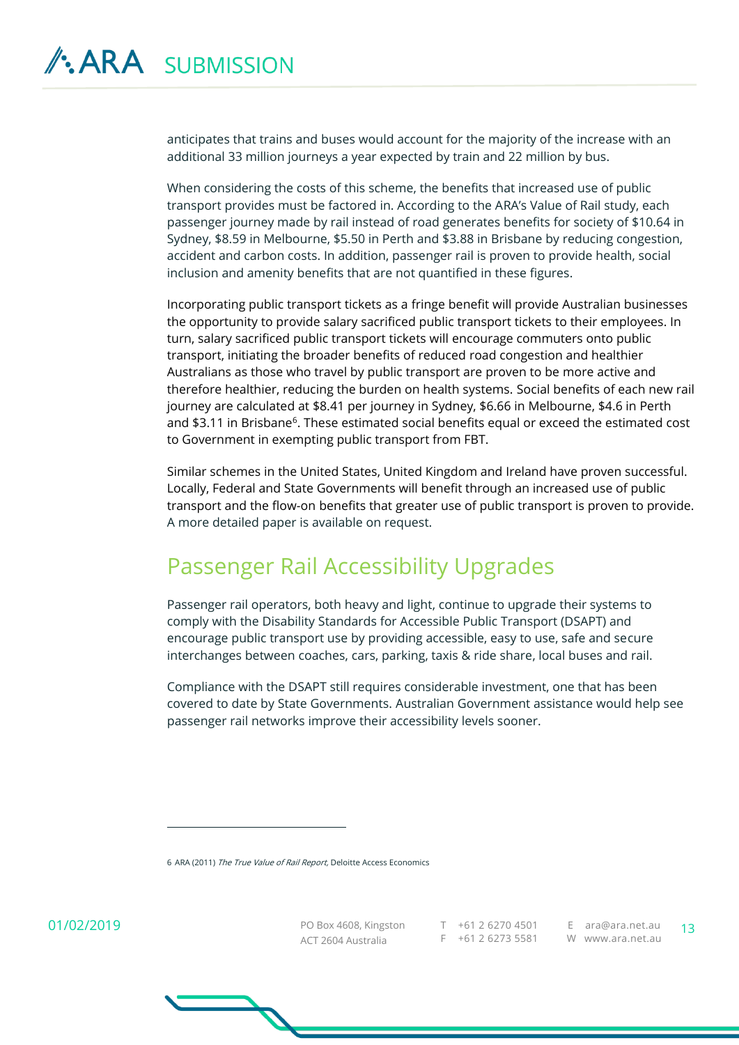anticipates that trains and buses would account for the majority of the increase with an additional 33 million journeys a year expected by train and 22 million by bus.

When considering the costs of this scheme, the benefits that increased use of public transport provides must be factored in. According to the ARA's Value of Rail study, each passenger journey made by rail instead of road generates benefits for society of $10.64 in Sydney, $8.59 in Melbourne, $5.50 in Perth and $3.88 in Brisbane by reducing congestion, accident and carbon costs. In addition, passenger rail is proven to provide health, social inclusion and amenity benefits that are not quantified in these figures.

Incorporating public transport tickets as a fringe benefit will provide Australian businesses the opportunity to provide salary sacrificed public transport tickets to their employees. In turn, salary sacrificed public transport tickets will encourage commuters onto public transport, initiating the broader benefits of reduced road congestion and healthier Australians as those who travel by public transport are proven to be more active and therefore healthier, reducing the burden on health systems. Social benefits of each new rail journey are calculated at $8.41 per journey in Sydney, $6.66 in Melbourne, $4.6 in Perth and $3.11 in Brisbane[6]. These estimated social benefits equal or exceed the estimated cost to Government in exempting public transport from FBT.

Similar schemes in the United States, United Kingdom and Ireland have proven successful. Locally, Federal and State Governments will benefit through an increased use of public transport and the flow-on benefits that greater use of public transport is proven to provide. A more detailed paper is available on request.

## Passenger Rail Accessibility Upgrades

Passenger rail operators, both heavy and light, continue to upgrade their systems to comply with the Disability Standards for Accessible Public Transport (DSAPT) and encourage public transport use by providing accessible, easy to use, safe and secure interchanges between coaches, cars, parking, taxis & ride share, local buses and rail.

Compliance with the DSAPT still requires considerable investment, one that has been covered to date by State Governments. Australian Government assistance would help see passenger rail networks improve their accessibility levels sooner.

---

6 ARA (2011) *The True Value of Rail Report*, Deloitte Access Economics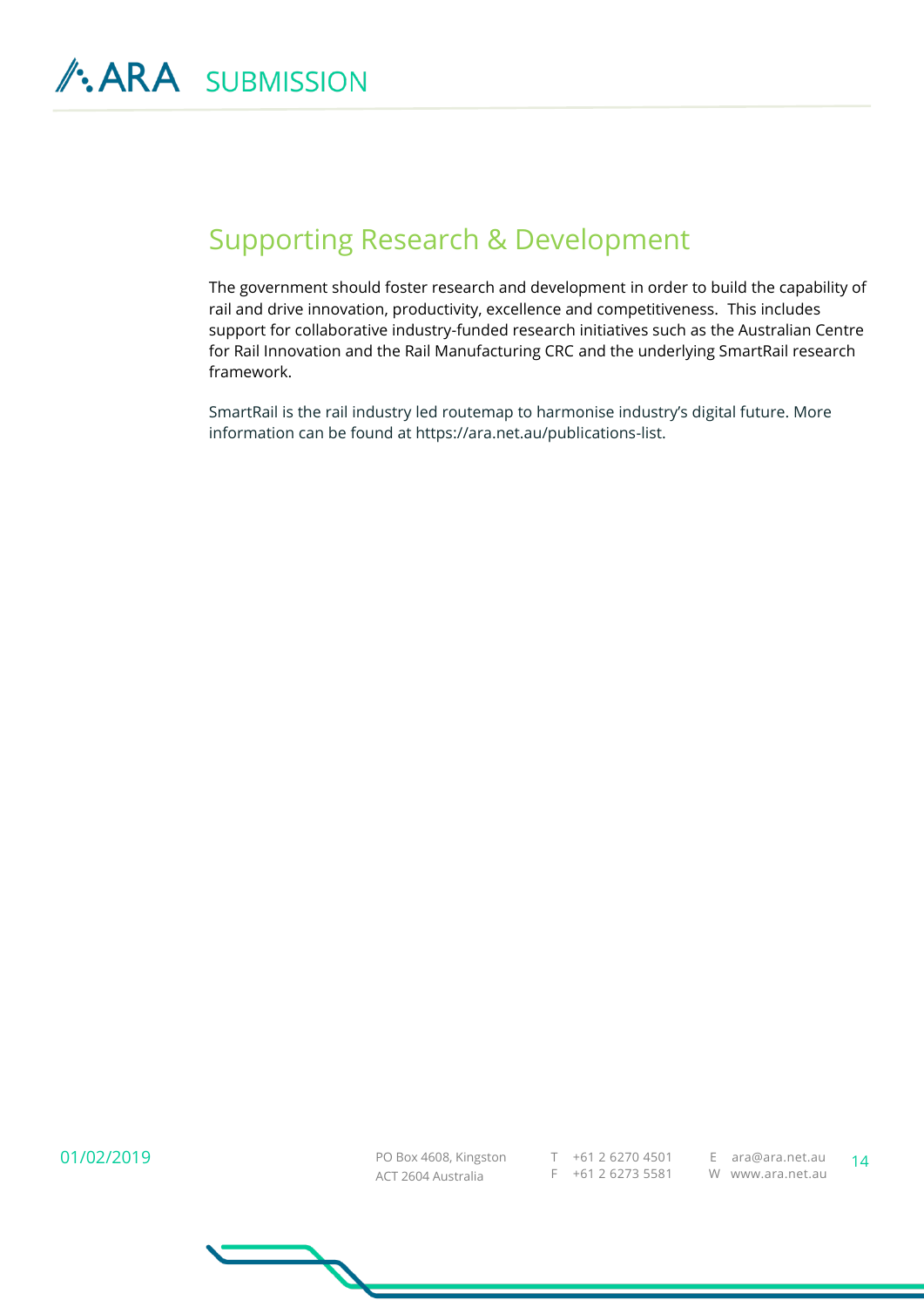## Supporting Research & Development

The government should foster research and development in order to build the capability of rail and drive innovation, productivity, excellence and competitiveness. This includes support for collaborative industry-funded research initiatives such as the Australian Centre for Rail Innovation and the Rail Manufacturing CRC and the underlying SmartRail research framework.

SmartRail is the rail industry led routemap to harmonise industry's digital future. More information can be found at https://ara.net.au/publications-list.